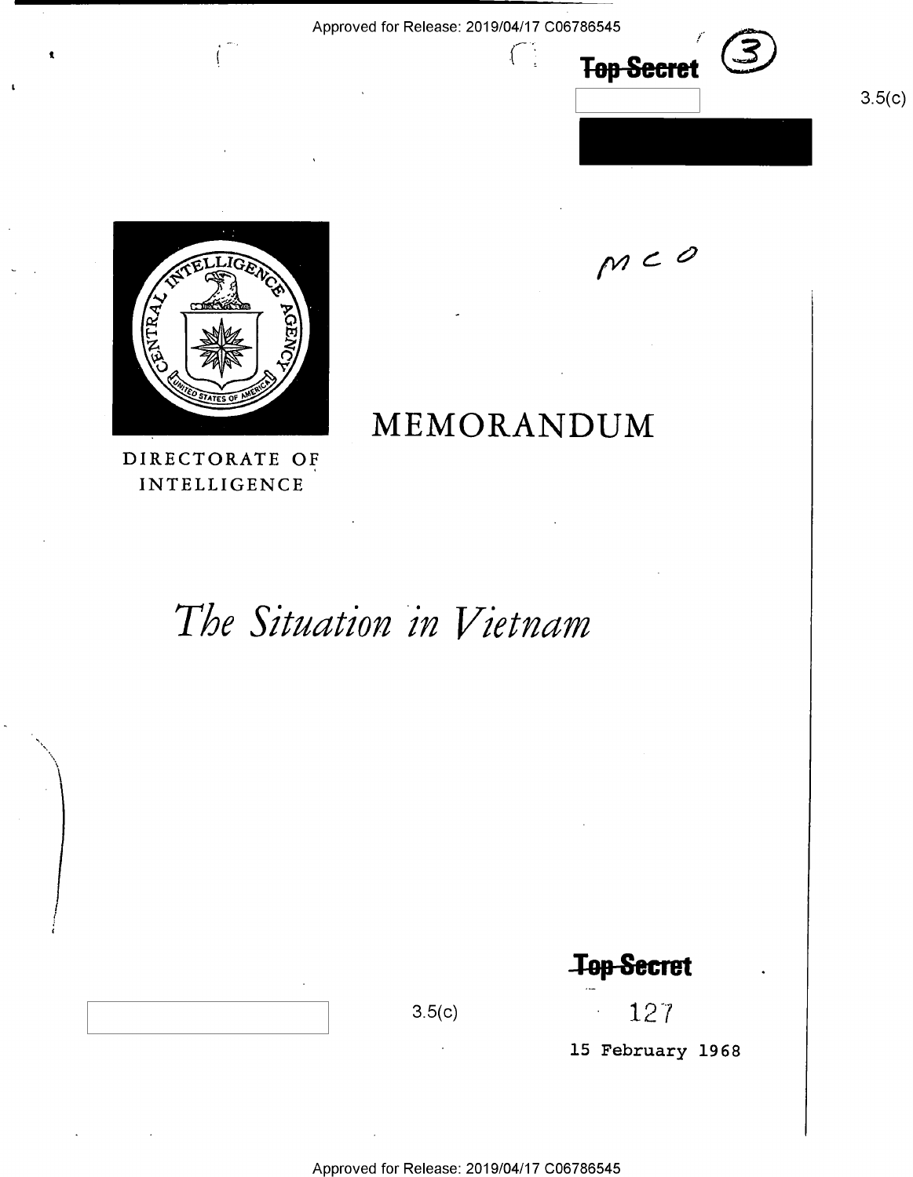Top Secret

3.5(c)

MCO

DIRECTORATE OF INTELLIGENCE

# MEMORANDUM

## *The Situation in Vietnam*

Top Secret

3.5(c)

127

15 February 1968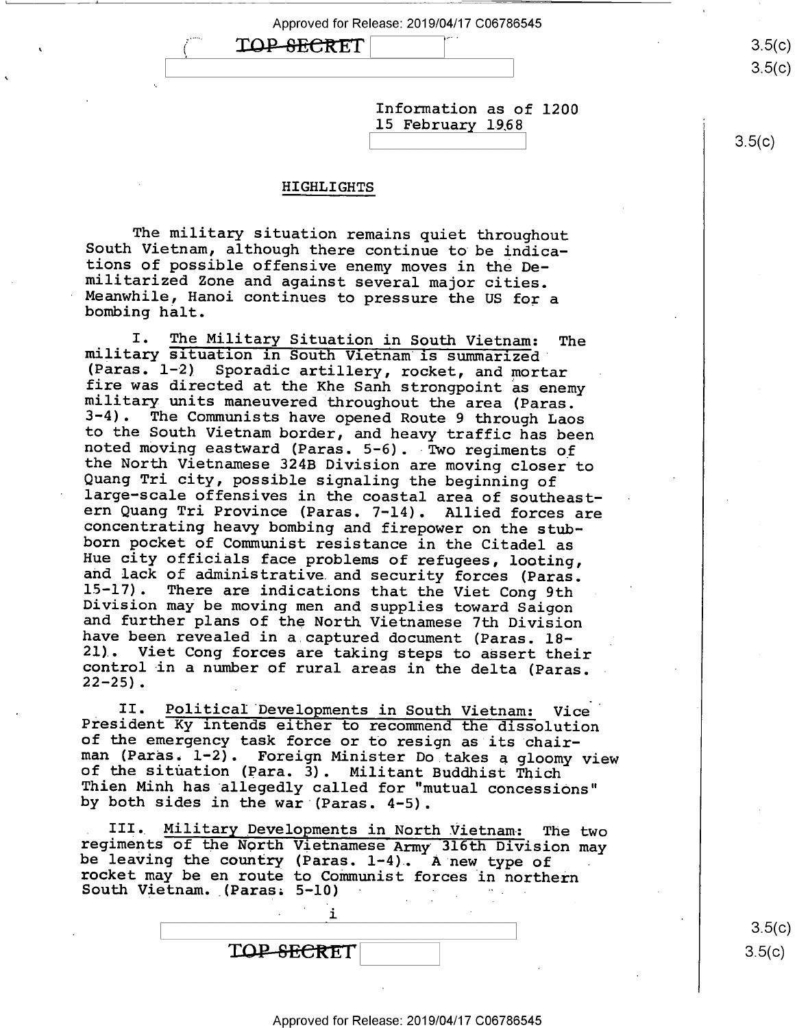Information as of 1200
15 February 1968

## HIGHLIGHTS

The military situation remains quiet throughout South Vietnam, although there continue to be indications of possible offensive enemy moves in the Demilitarized Zone and against several major cities. Meanwhile, Hanoi continues to pressure the US for a bombing halt.

I. The Military Situation in South Vietnam: The military situation in South Vietnam is summarized (Paras. 1-2) Sporadic artillery, rocket, and mortar fire was directed at the Khe Sanh strongpoint as enemy military units maneuvered throughout the area (Paras. 3-4). The Communists have opened Route 9 through Laos to the South Vietnam border, and heavy traffic has been noted moving eastward (Paras. 5-6). Two regiments of the North Vietnamese 324B Division are moving closer to Quang Tri city, possible signaling the beginning of large-scale offensives in the coastal area of southeastern Quang Tri Province (Paras. 7-14). Allied forces are concentrating heavy bombing and firepower on the stubborn pocket of Communist resistance in the Citadel as Hue city officials face problems of refugees, looting, and lack of administrative and security forces (Paras. 15-17). There are indications that the Viet Cong 9th Division may be moving men and supplies toward Saigon and further plans of the North Vietnamese 7th Division have been revealed in a captured document (Paras. 18-21). Viet Cong forces are taking steps to assert their control in a number of rural areas in the delta (Paras. 22-25).

II. Political Developments in South Vietnam: Vice President Ky intends either to recommend the dissolution of the emergency task force or to resign as its chairman (Paras. 1-2). Foreign Minister Do takes a gloomy view of the situation (Para. 3). Militant Buddhist Thich Thien Minh has allegedly called for "mutual concessions" by both sides in the war (Paras. 4-5).

III. Military Developments in North Vietnam: The two regiments of the North Vietnamese Army 316th Division may be leaving the country (Paras. 1-4). A new type of rocket may be en route to Communist forces in northern South Vietnam. (Paras. 5-10)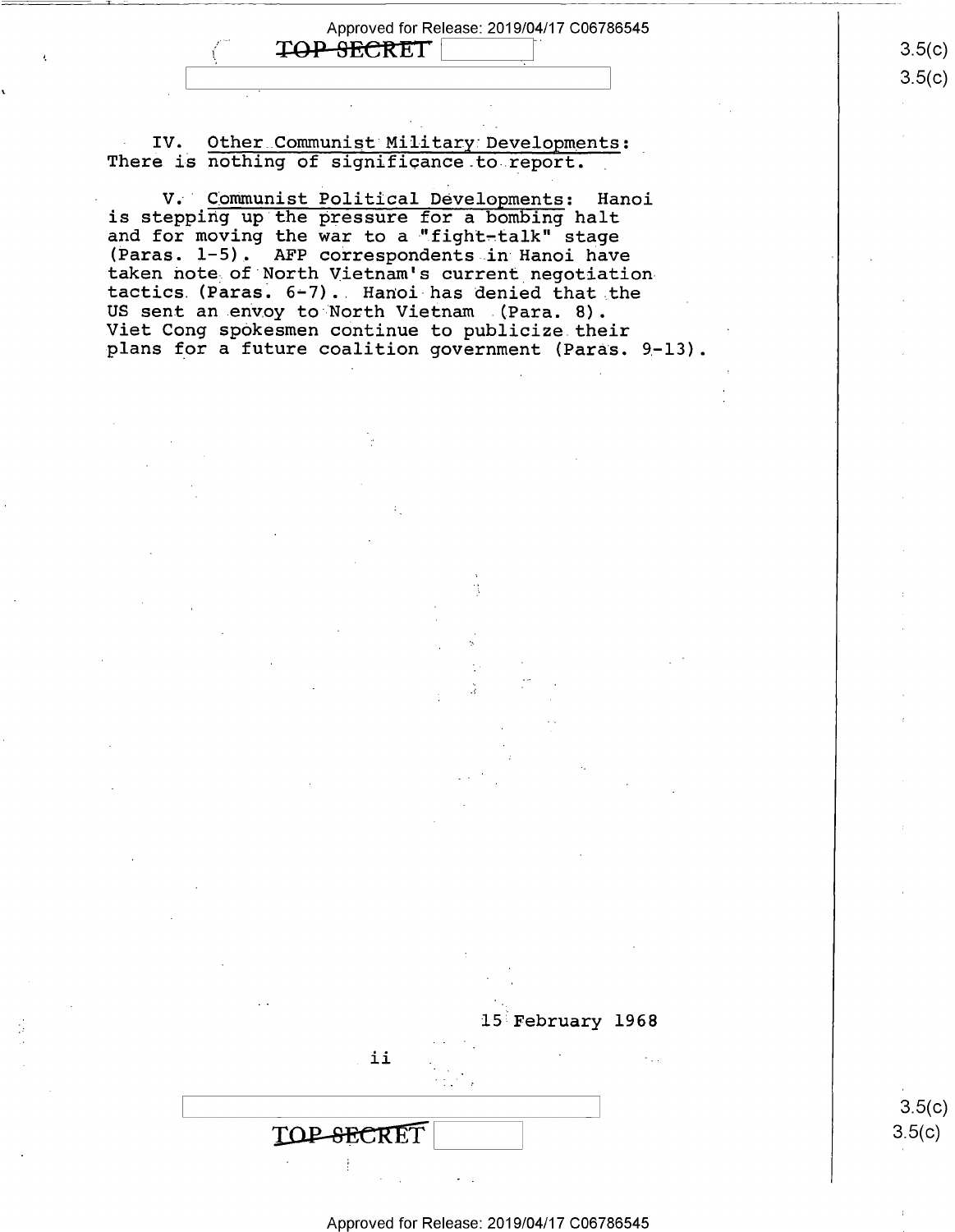IV. Other Communist Military Developments: There is nothing of significance to report.

V. Communist Political Developments: Hanoi is stepping up the pressure for a bombing halt and for moving the war to a "fight-talk" stage (Paras. 1-5). AFP correspondents in Hanoi have taken note of North Vietnam's current negotiation tactics (Paras. 6-7). Hanoi has denied that the US sent an envoy to North Vietnam (Para. 8). Viet Cong spokesmen continue to publicize their plans for a future coalition government (Paras. 9-13).

15 February 1968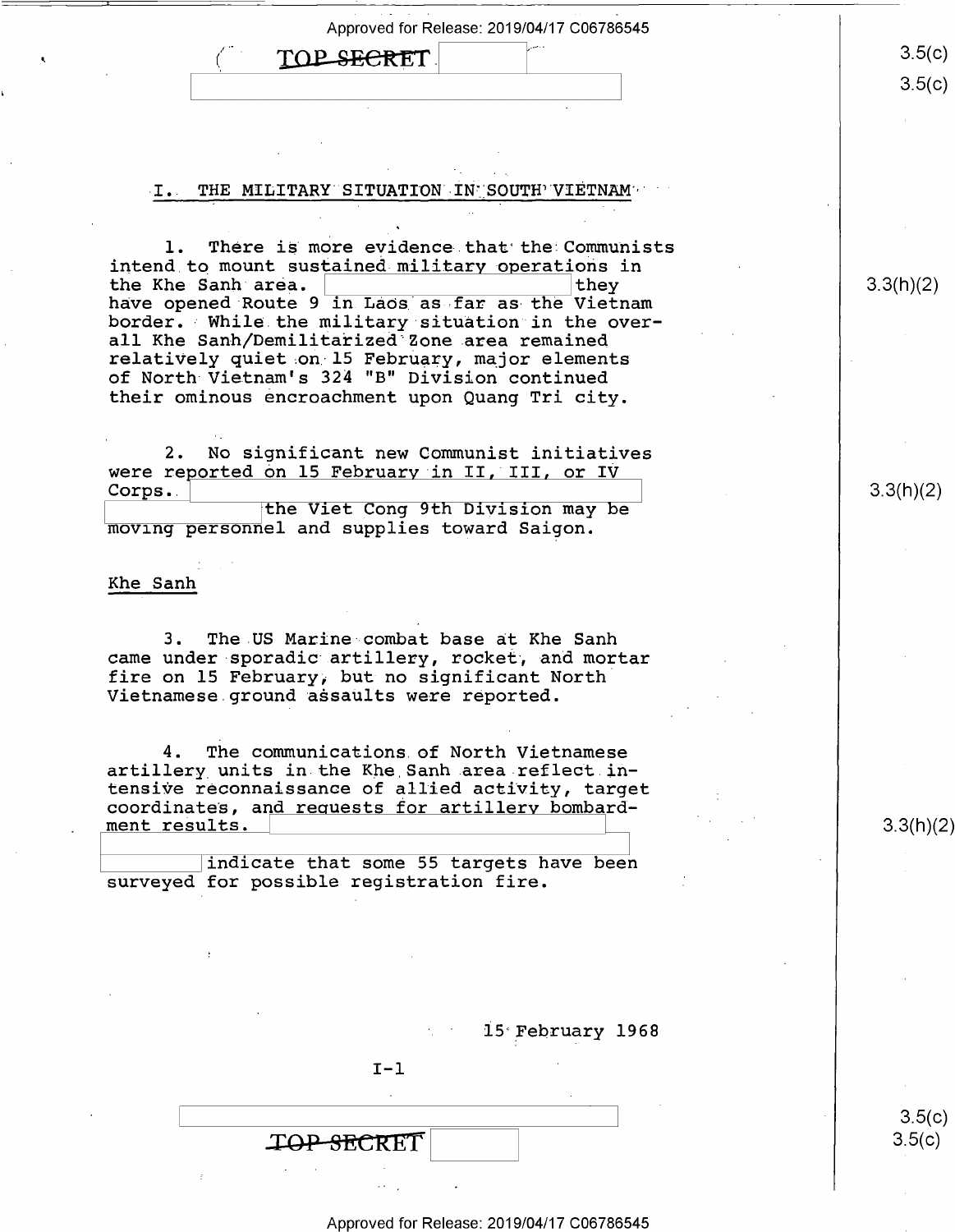## I. THE MILITARY SITUATION IN SOUTH VIETNAM

1. There is more evidence that the Communists intend to mount sustained military operations in the Khe Sanh area. [redacted] they have opened Route 9 in Laos as far as the Vietnam border. While the military situation in the overall Khe Sanh/Demilitarized Zone area remained relatively quiet on 15 February, major elements of North Vietnam's 324 "B" Division continued their ominous encroachment upon Quang Tri city.

2. No significant new Communist initiatives were reported on 15 February in II, III, or IV Corps. [redacted] the Viet Cong 9th Division may be moving personnel and supplies toward Saigon.

### Khe Sanh

3. The US Marine combat base at Khe Sanh came under sporadic artillery, rocket, and mortar fire on 15 February, but no significant North Vietnamese ground assaults were reported.

4. The communications of North Vietnamese artillery units in the Khe Sanh area reflect intensive reconnaissance of allied activity, target coordinates, and requests for artillery bombardment results. [redacted] indicate that some 55 targets have been surveyed for possible registration fire.

15 February 1968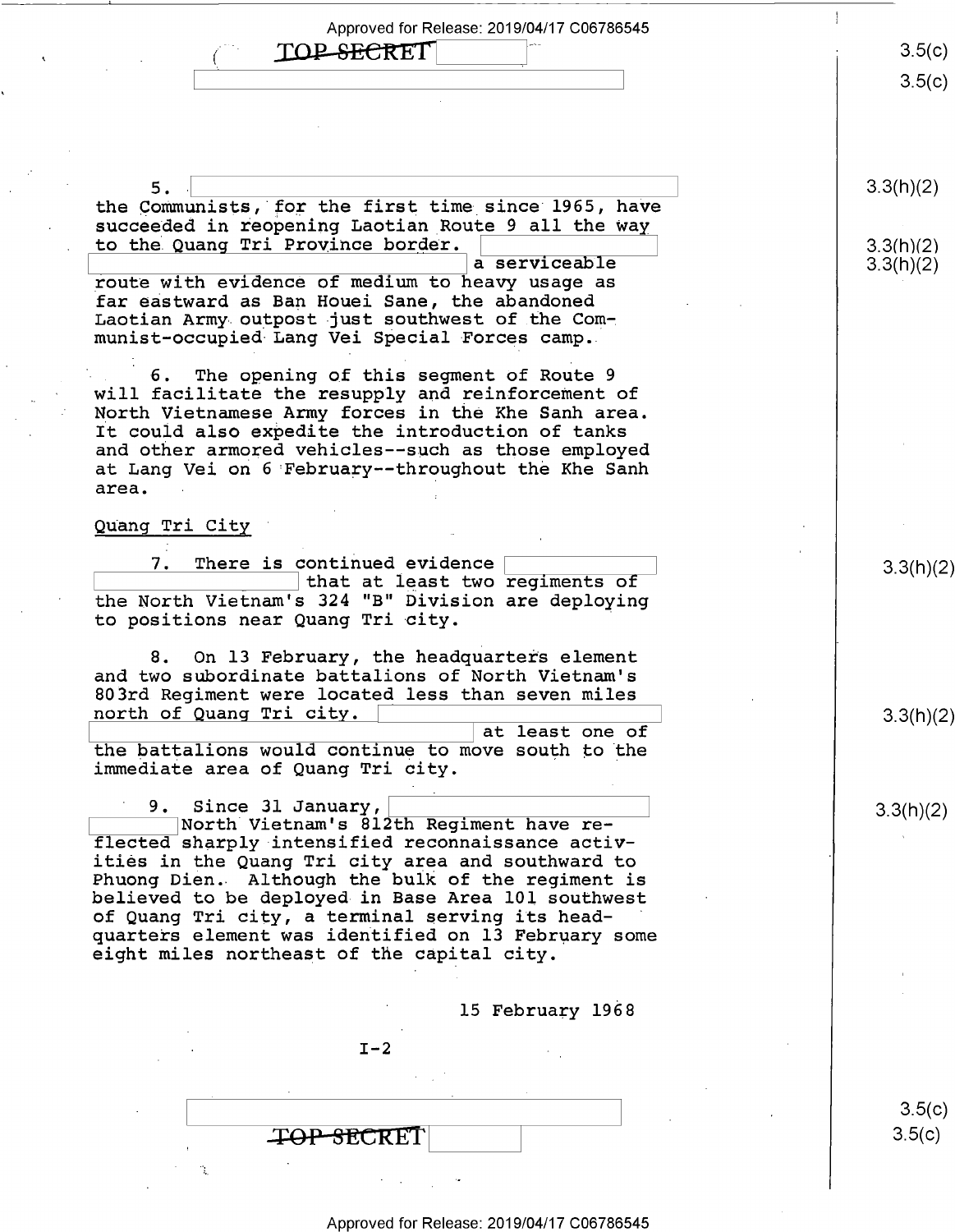5. [redacted] the Communists, for the first time since 1965, have succeeded in reopening Laotian Route 9 all the way to the Quang Tri Province border. [redacted] a serviceable route with evidence of medium to heavy usage as far eastward as Ban Houei Sane, the abandoned Laotian Army outpost just southwest of the Communist-occupied Lang Vei Special Forces camp.

6. The opening of this segment of Route 9 will facilitate the resupply and reinforcement of North Vietnamese Army forces in the Khe Sanh area. It could also expedite the introduction of tanks and other armored vehicles--such as those employed at Lang Vei on 6 February--throughout the Khe Sanh area.

Quang Tri City

7. There is continued evidence [redacted] that at least two regiments of the North Vietnam's 324 "B" Division are deploying to positions near Quang Tri city.

8. On 13 February, the headquarters element and two subordinate battalions of North Vietnam's 803rd Regiment were located less than seven miles north of Quang Tri city. [redacted] at least one of the battalions would continue to move south to the immediate area of Quang Tri city.

9. Since 31 January, [redacted] North Vietnam's 812th Regiment have reflected sharply intensified reconnaissance activities in the Quang Tri city area and southward to Phuong Dien. Although the bulk of the regiment is believed to be deployed in Base Area 101 southwest of Quang Tri city, a terminal serving its headquarters element was identified on 13 February some eight miles northeast of the capital city.

15 February 1968

I-2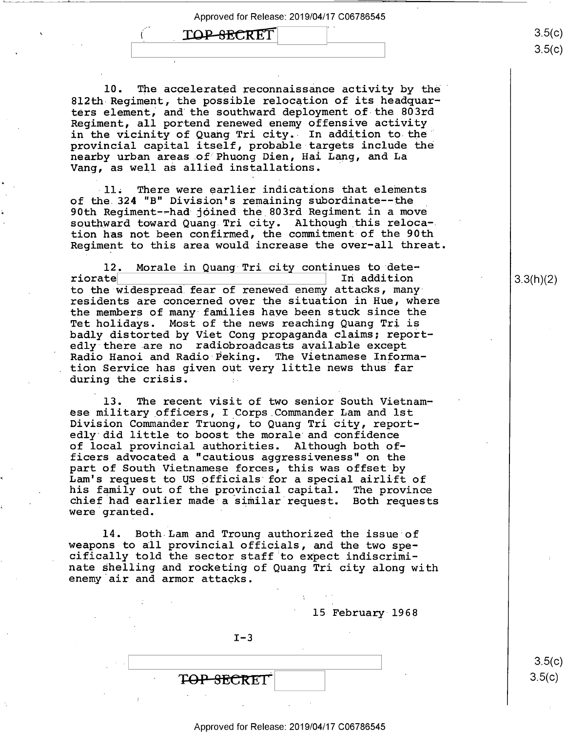10. The accelerated reconnaissance activity by the 812th Regiment, the possible relocation of its headquarters element, and the southward deployment of the 803rd Regiment, all portend renewed enemy offensive activity in the vicinity of Quang Tri city. In addition to the provincial capital itself, probable targets include the nearby urban areas of Phuong Dien, Hai Lang, and La Vang, as well as allied installations.

11. There were earlier indications that elements of the 324 "B" Division's remaining subordinate--the 90th Regiment--had joined the 803rd Regiment in a move southward toward Quang Tri city. Although this relocation has not been confirmed, the commitment of the 90th Regiment to this area would increase the over-all threat.

12. Morale in Quang Tri city continues to deteriorate [redacted] In addition to the widespread fear of renewed enemy attacks, many residents are concerned over the situation in Hue, where the members of many families have been stuck since the Tet holidays. Most of the news reaching Quang Tri is badly distorted by Viet Cong propaganda claims; reportedly there are no radiobroadcasts available except Radio Hanoi and Radio Peking. The Vietnamese Information Service has given out very little news thus far during the crisis.

13. The recent visit of two senior South Vietnamese military officers, I Corps Commander Lam and 1st Division Commander Truong, to Quang Tri city, reportedly did little to boost the morale and confidence of local provincial authorities. Although both officers advocated a "cautious aggressiveness" on the part of South Vietnamese forces, this was offset by Lam's request to US officials for a special airlift of his family out of the provincial capital. The province chief had earlier made a similar request. Both requests were granted.

14. Both Lam and Troung authorized the issue of weapons to all provincial officials, and the two specifically told the sector staff to expect indiscriminate shelling and rocketing of Quang Tri city along with enemy air and armor attacks.

15 February 1968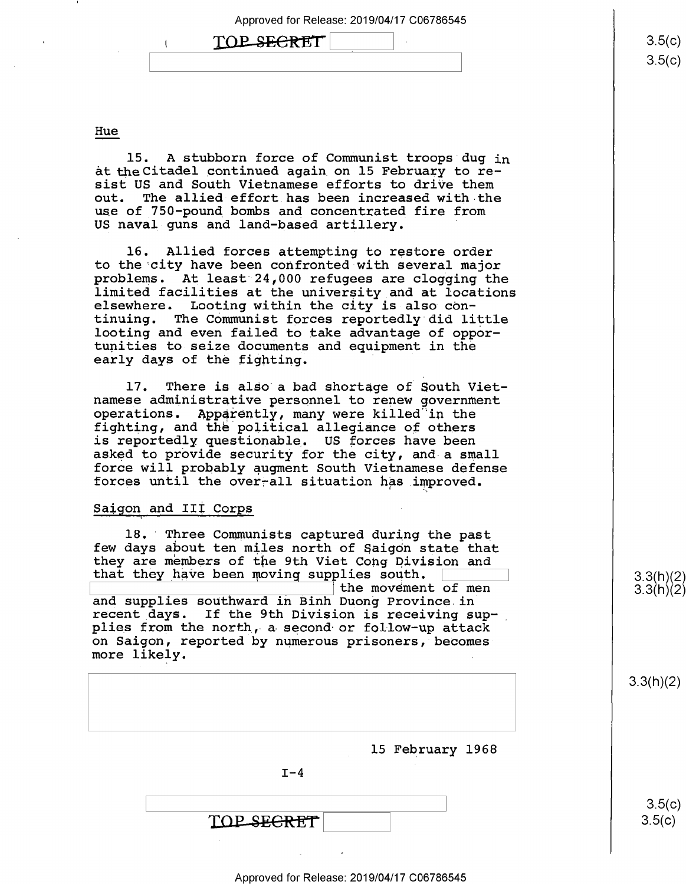## Hue

15. A stubborn force of Communist troops dug in at the Citadel continued again on 15 February to resist US and South Vietnamese efforts to drive them out. The allied effort has been increased with the use of 750-pound bombs and concentrated fire from US naval guns and land-based artillery.

16. Allied forces attempting to restore order to the city have been confronted with several major problems. At least 24,000 refugees are clogging the limited facilities at the university and at locations elsewhere. Looting within the city is also continuing. The Communist forces reportedly did little looting and even failed to take advantage of opportunities to seize documents and equipment in the early days of the fighting.

17. There is also a bad shortage of South Vietnamese administrative personnel to renew government operations. Apparently, many were killed in the fighting, and the political allegiance of others is reportedly questionable. US forces have been asked to provide security for the city, and a small force will probably augment South Vietnamese defense forces until the over-all situation has improved.

## Saigon and III Corps

18. Three Communists captured during the past few days about ten miles north of Saigon state that they are members of the 9th Viet Cong Division and that they have been moving supplies south. [redacted 3.3(h)(2)] the movement of men and supplies southward in Binh Duong Province in recent days. If the 9th Division is receiving supplies from the north, a second or follow-up attack on Saigon, reported by numerous prisoners, becomes more likely.

[redacted 3.3(h)(2)]

15 February 1968

I-4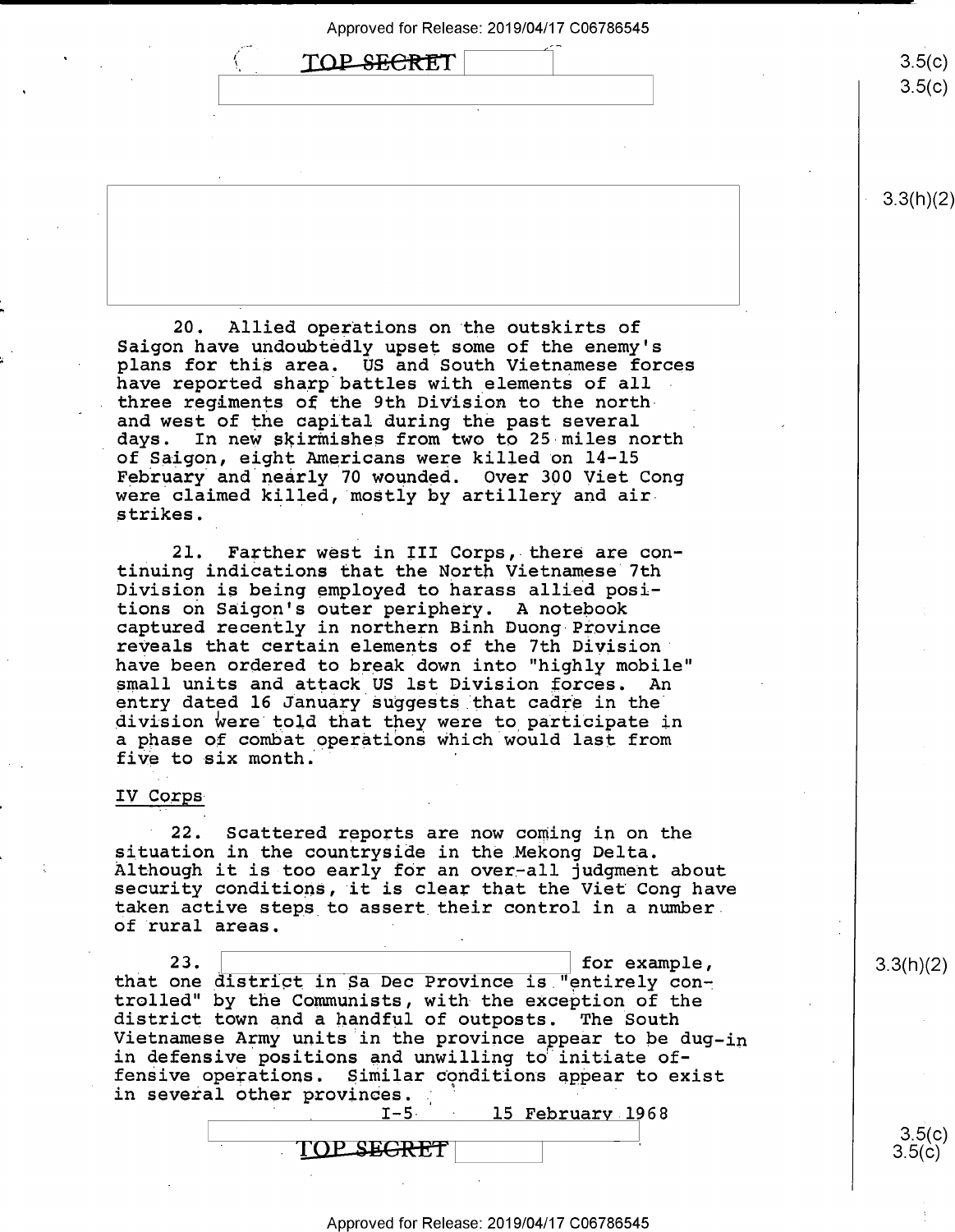20. Allied operations on the outskirts of Saigon have undoubtedly upset some of the enemy's plans for this area. US and South Vietnamese forces have reported sharp battles with elements of all three regiments of the 9th Division to the north and west of the capital during the past several days. In new skirmishes from two to 25 miles north of Saigon, eight Americans were killed on 14-15 February and nearly 70 wounded. Over 300 Viet Cong were claimed killed, mostly by artillery and air strikes.

21. Farther west in III Corps, there are continuing indications that the North Vietnamese 7th Division is being employed to harass allied positions on Saigon's outer periphery. A notebook captured recently in northern Binh Duong Province reveals that certain elements of the 7th Division have been ordered to break down into "highly mobile" small units and attack US 1st Division forces. An entry dated 16 January suggests that cadre in the division were told that they were to participate in a phase of combat operations which would last from five to six month.

## IV Corps

22. Scattered reports are now coming in on the situation in the countryside in the Mekong Delta. Although it is too early for an over-all judgment about security conditions, it is clear that the Viet Cong have taken active steps to assert their control in a number of rural areas.

23. [redacted] for example, that one district in Sa Dec Province is "entirely controlled" by the Communists, with the exception of the district town and a handful of outposts. The South Vietnamese Army units in the province appear to be dug-in in defensive positions and unwilling to initiate offensive operations. Similar conditions appear to exist in several other provinces.

I-5 15 February 1968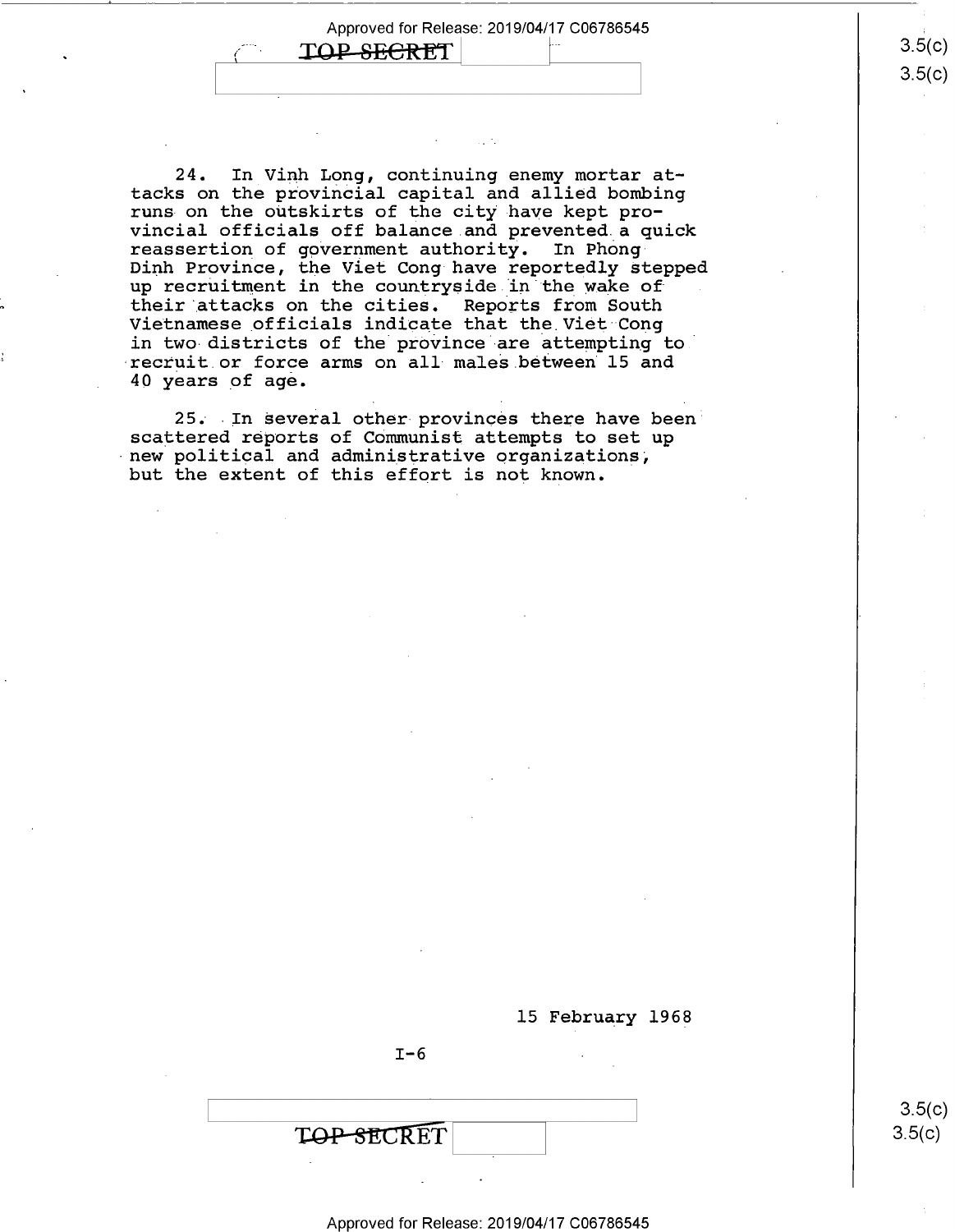24. In Vinh Long, continuing enemy mortar attacks on the provincial capital and allied bombing runs on the outskirts of the city have kept provincial officials off balance and prevented a quick reassertion of government authority. In Phong Dinh Province, the Viet Cong have reportedly stepped up recruitment in the countryside in the wake of their attacks on the cities. Reports from South Vietnamese officials indicate that the Viet Cong in two districts of the province are attempting to recruit or force arms on all males between 15 and 40 years of age.

25. In several other provinces there have been scattered reports of Communist attempts to set up new political and administrative organizations, but the extent of this effort is not known.

15 February 1968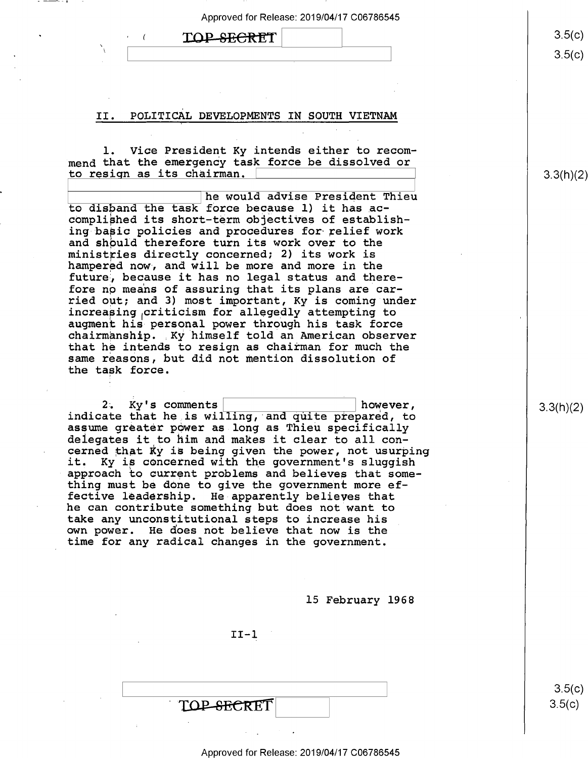## II. POLITICAL DEVELOPMENTS IN SOUTH VIETNAM

1. Vice President Ky intends either to recommend that the emergency task force be dissolved or to resign as its chairman. he would advise President Thieu to disband the task force because 1) it has accomplished its short-term objectives of establishing basic policies and procedures for relief work and should therefore turn its work over to the ministries directly concerned; 2) its work is hampered now, and will be more and more in the future, because it has no legal status and therefore no means of assuring that its plans are carried out; and 3) most important, Ky is coming under increasing criticism for allegedly attempting to augment his personal power through his task force chairmanship. Ky himself told an American observer that he intends to resign as chairman for much the same reasons, but did not mention dissolution of the task force.

2. Ky's comments however, indicate that he is willing, and quite prepared, to assume greater power as long as Thieu specifically delegates it to him and makes it clear to all concerned that Ky is being given the power, not usurping it. Ky is concerned with the government's sluggish approach to current problems and believes that something must be done to give the government more effective leadership. He apparently believes that he can contribute something but does not want to take any unconstitutional steps to increase his own power. He does not believe that now is the time for any radical changes in the government.

15 February 1968

II-1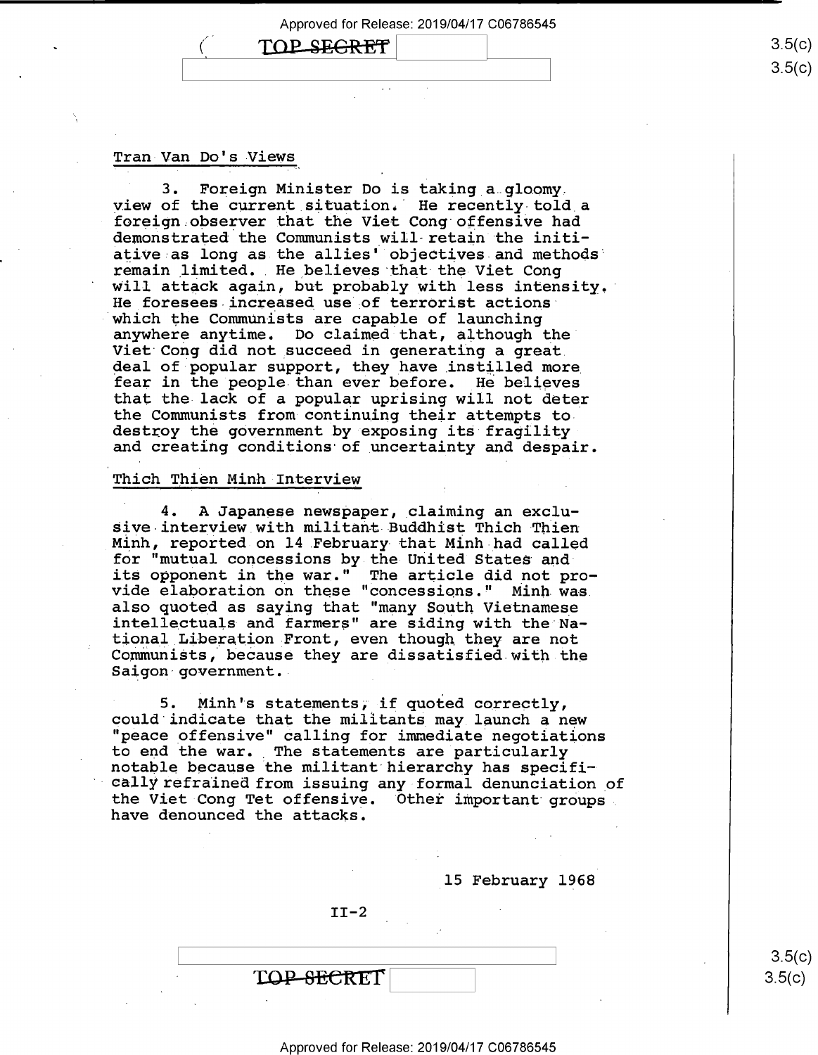## Tran Van Do's Views

3. Foreign Minister Do is taking a gloomy view of the current situation. He recently told a foreign observer that the Viet Cong offensive had demonstrated the Communists will retain the initiative as long as the allies' objectives and methods remain limited. He believes that the Viet Cong will attack again, but probably with less intensity. He foresees increased use of terrorist actions which the Communists are capable of launching anywhere anytime. Do claimed that, although the Viet Cong did not succeed in generating a great deal of popular support, they have instilled more fear in the people than ever before. He believes that the lack of a popular uprising will not deter the Communists from continuing their attempts to destroy the government by exposing its fragility and creating conditions of uncertainty and despair.

## Thich Thien Minh Interview

4. A Japanese newspaper, claiming an exclusive interview with militant Buddhist Thich Thien Minh, reported on 14 February that Minh had called for "mutual concessions by the United States and its opponent in the war." The article did not provide elaboration on these "concessions." Minh was also quoted as saying that "many South Vietnamese intellectuals and farmers" are siding with the National Liberation Front, even though they are not Communists, because they are dissatisfied with the Saigon government.

5. Minh's statements, if quoted correctly, could indicate that the militants may launch a new "peace offensive" calling for immediate negotiations to end the war. The statements are particularly notable because the militant hierarchy has specifically refrained from issuing any formal denunciation of the Viet Cong Tet offensive. Other important groups have denounced the attacks.

15 February 1968

II-2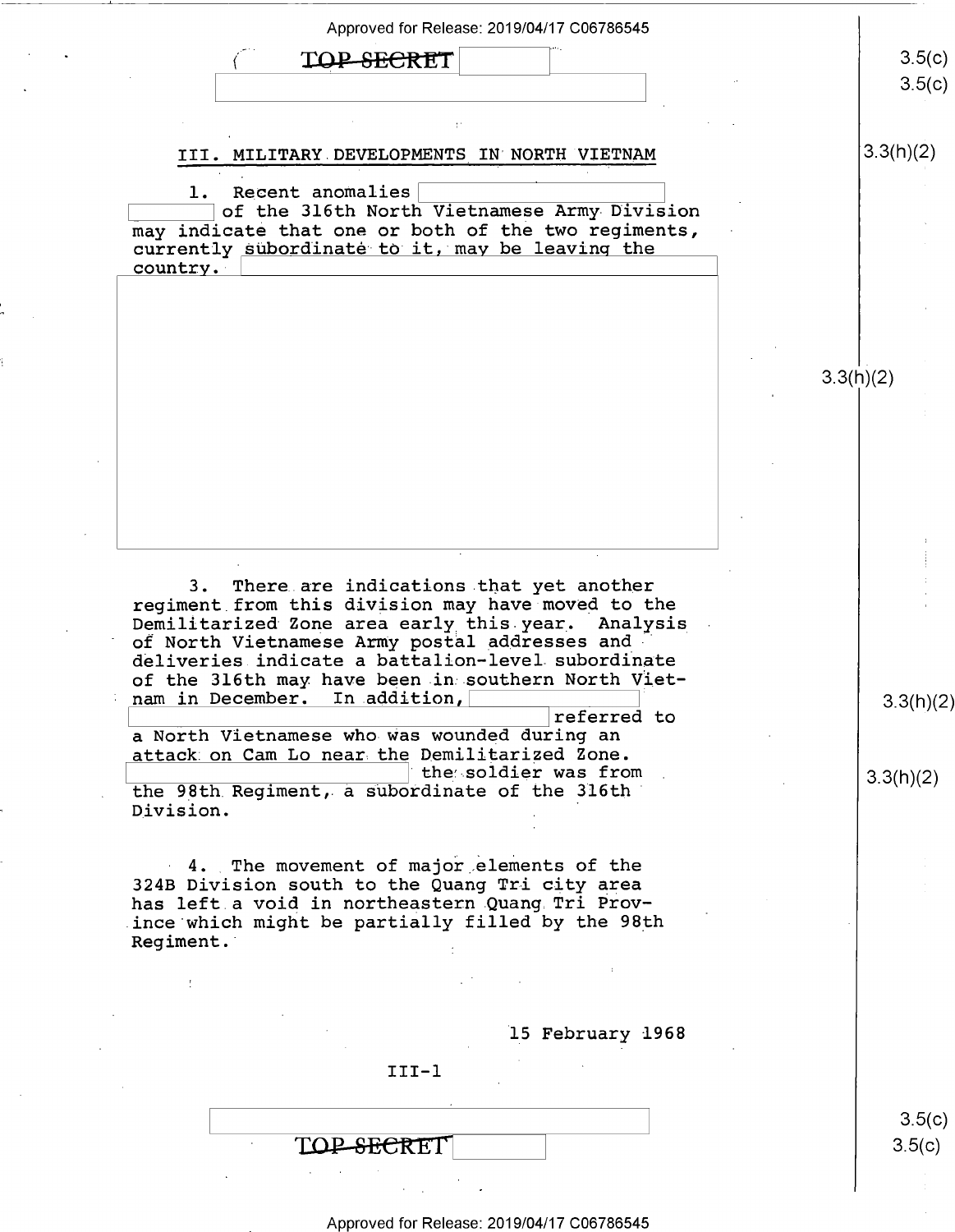## III. MILITARY DEVELOPMENTS IN NORTH VIETNAM

1. Recent anomalies [redacted] of the 316th North Vietnamese Army Division may indicate that one or both of the two regiments, currently subordinate to it, may be leaving the country. [redacted]

3. There are indications that yet another regiment from this division may have moved to the Demilitarized Zone area early this year. Analysis of North Vietnamese Army postal addresses and deliveries indicate a battalion-level subordinate of the 316th may have been in southern North Vietnam in December. In addition, [redacted] referred to a North Vietnamese who was wounded during an attack on Cam Lo near the Demilitarized Zone. [redacted] the soldier was from the 98th Regiment, a subordinate of the 316th Division.

4. The movement of major elements of the 324B Division south to the Quang Tri city area has left a void in northeastern Quang Tri Province which might be partially filled by the 98th Regiment.

15 February 1968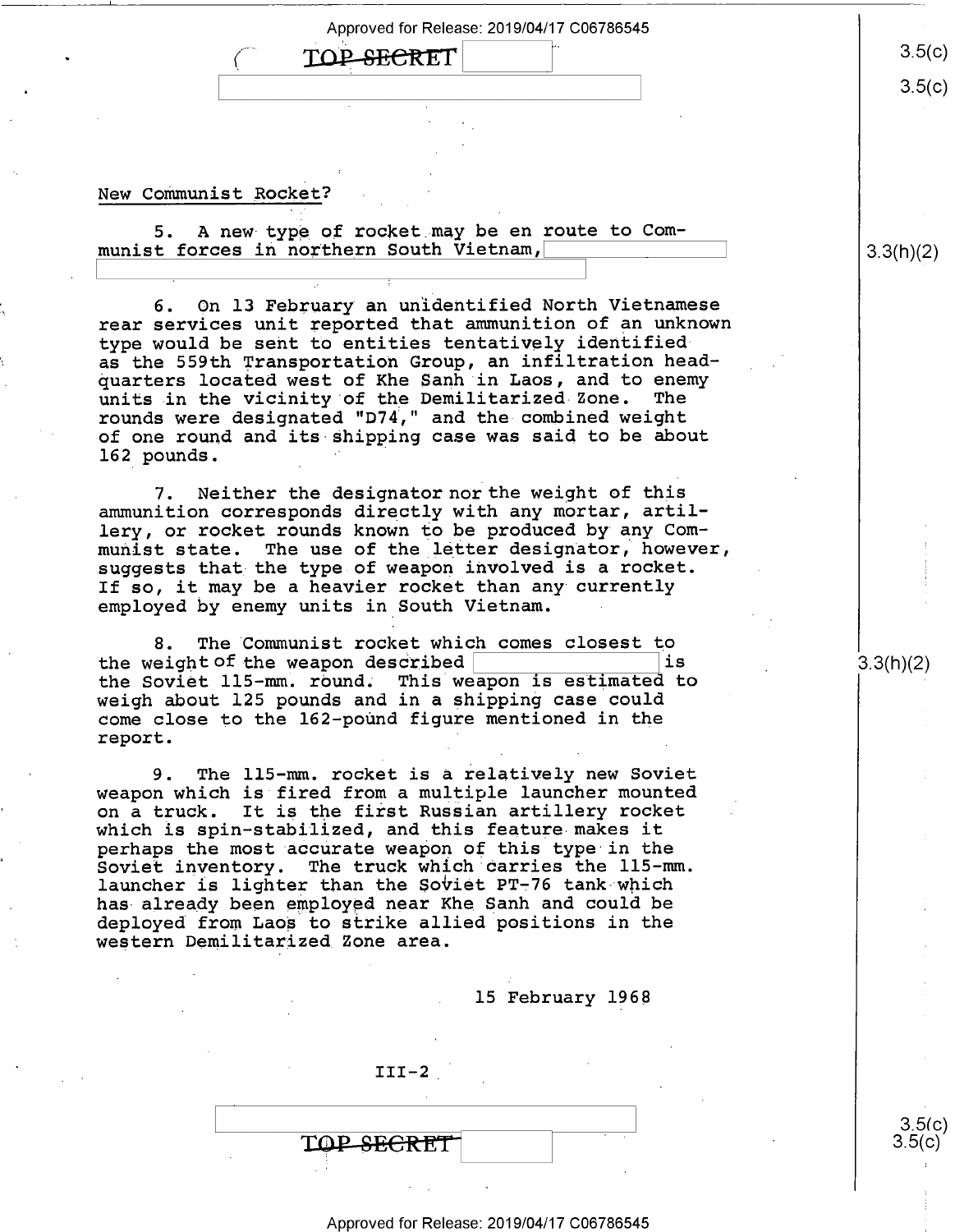## New Communist Rocket?

5. A new type of rocket may be en route to Communist forces in northern South Vietnam,

6. On 13 February an unidentified North Vietnamese rear services unit reported that ammunition of an unknown type would be sent to entities tentatively identified as the 559th Transportation Group, an infiltration headquarters located west of Khe Sanh in Laos, and to enemy units in the vicinity of the Demilitarized Zone. The rounds were designated "D74," and the combined weight of one round and its shipping case was said to be about 162 pounds.

7. Neither the designator nor the weight of this ammunition corresponds directly with any mortar, artillery, or rocket rounds known to be produced by any Communist state. The use of the letter designator, however, suggests that the type of weapon involved is a rocket. If so, it may be a heavier rocket than any currently employed by enemy units in South Vietnam.

8. The Communist rocket which comes closest to the weight of the weapon described is the Soviet 115-mm. round. This weapon is estimated to weigh about 125 pounds and in a shipping case could come close to the 162-pound figure mentioned in the report.

9. The 115-mm. rocket is a relatively new Soviet weapon which is fired from a multiple launcher mounted on a truck. It is the first Russian artillery rocket which is spin-stabilized, and this feature makes it perhaps the most accurate weapon of this type in the Soviet inventory. The truck which carries the 115-mm. launcher is lighter than the Soviet PT-76 tank which has already been employed near Khe Sanh and could be deployed from Laos to strike allied positions in the western Demilitarized Zone area.

15 February 1968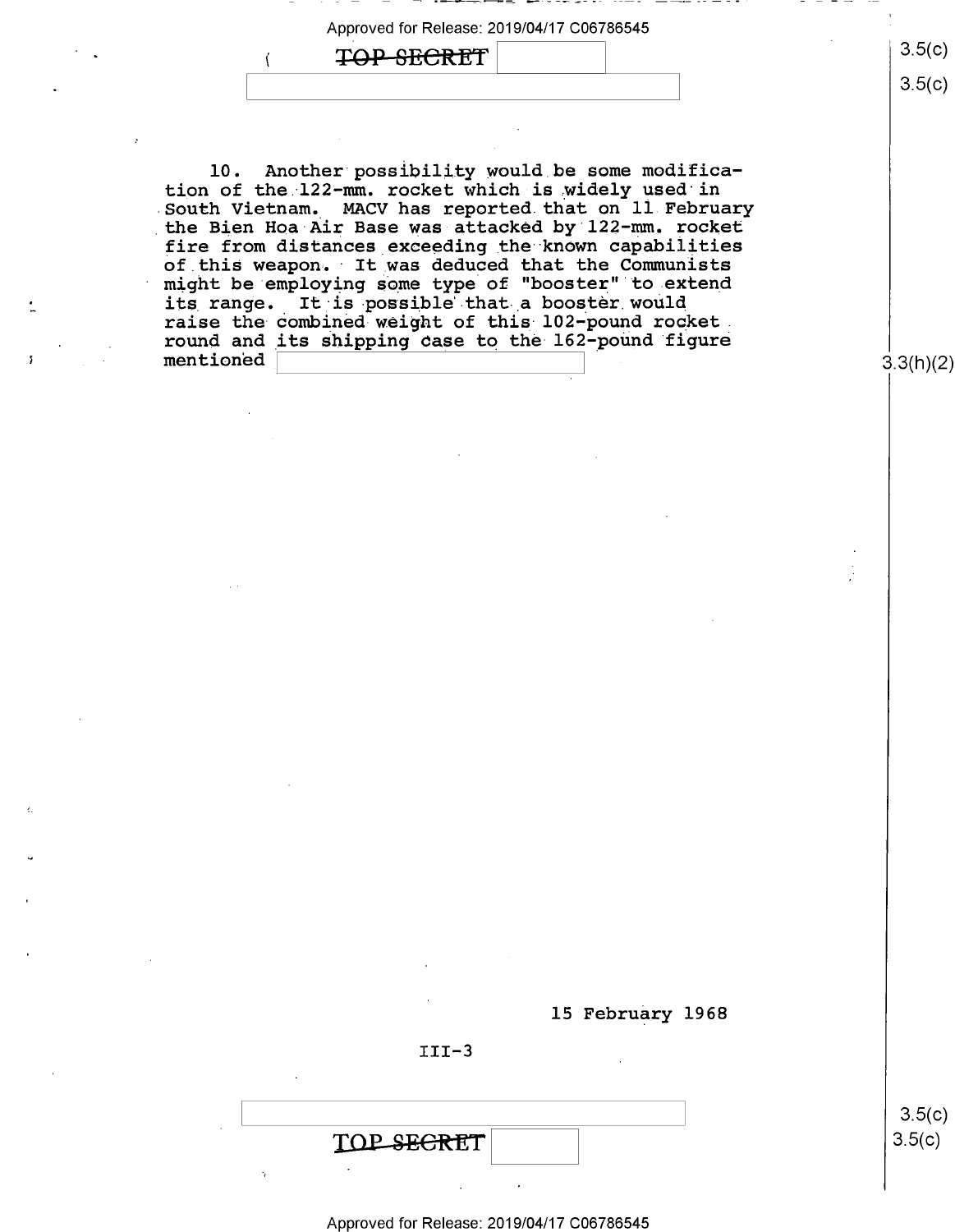10. Another possibility would be some modification of the 122-mm. rocket which is widely used in South Vietnam. MACV has reported that on 11 February the Bien Hoa Air Base was attacked by 122-mm. rocket fire from distances exceeding the known capabilities of this weapon. It was deduced that the Communists might be employing some type of "booster" to extend its range. It is possible that a booster would raise the combined weight of this 102-pound rocket round and its shipping case to the 162-pound figure mentioned

15 February 1968

III-3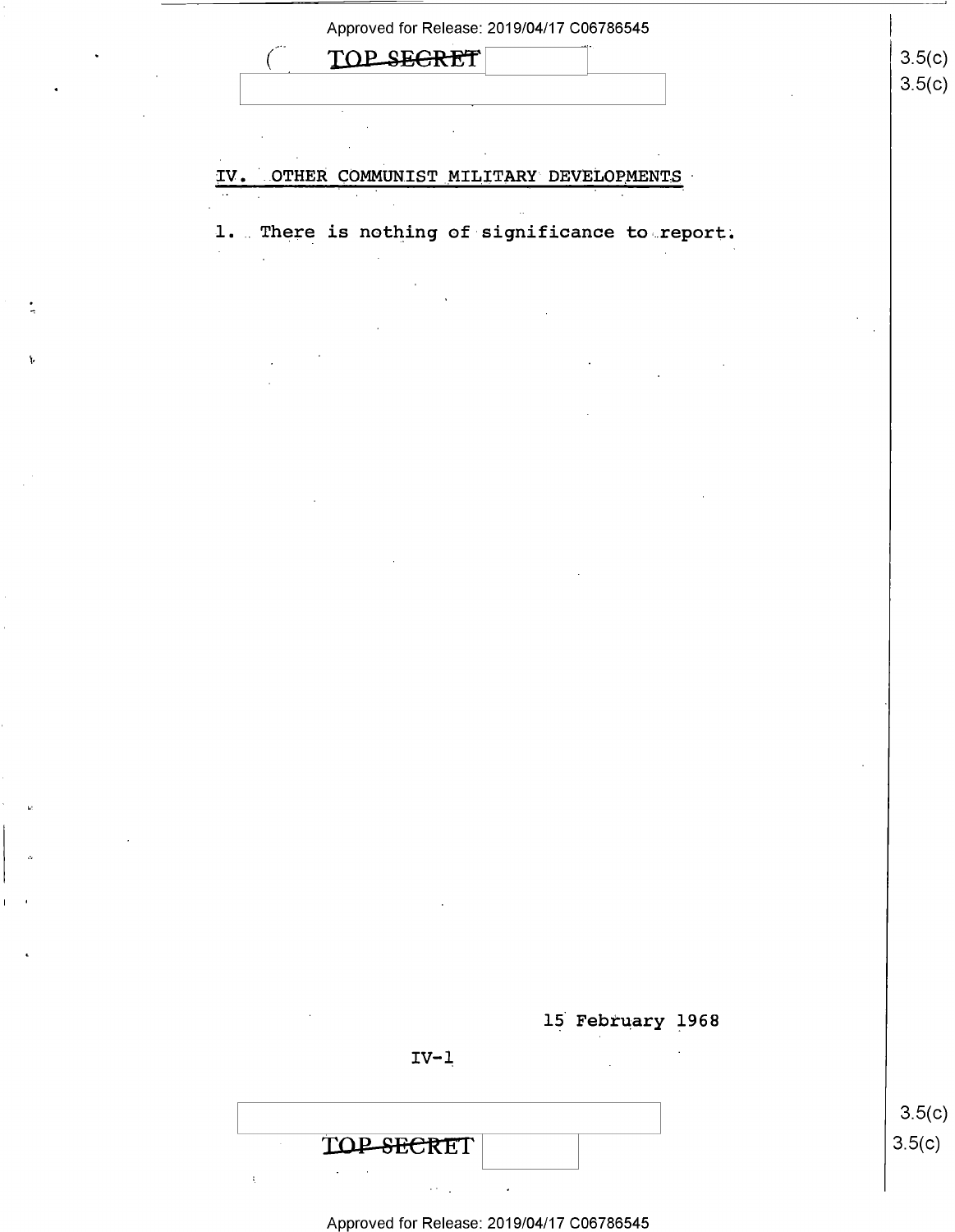## IV. OTHER COMMUNIST MILITARY DEVELOPMENTS

1. There is nothing of significance to report.

15 February 1968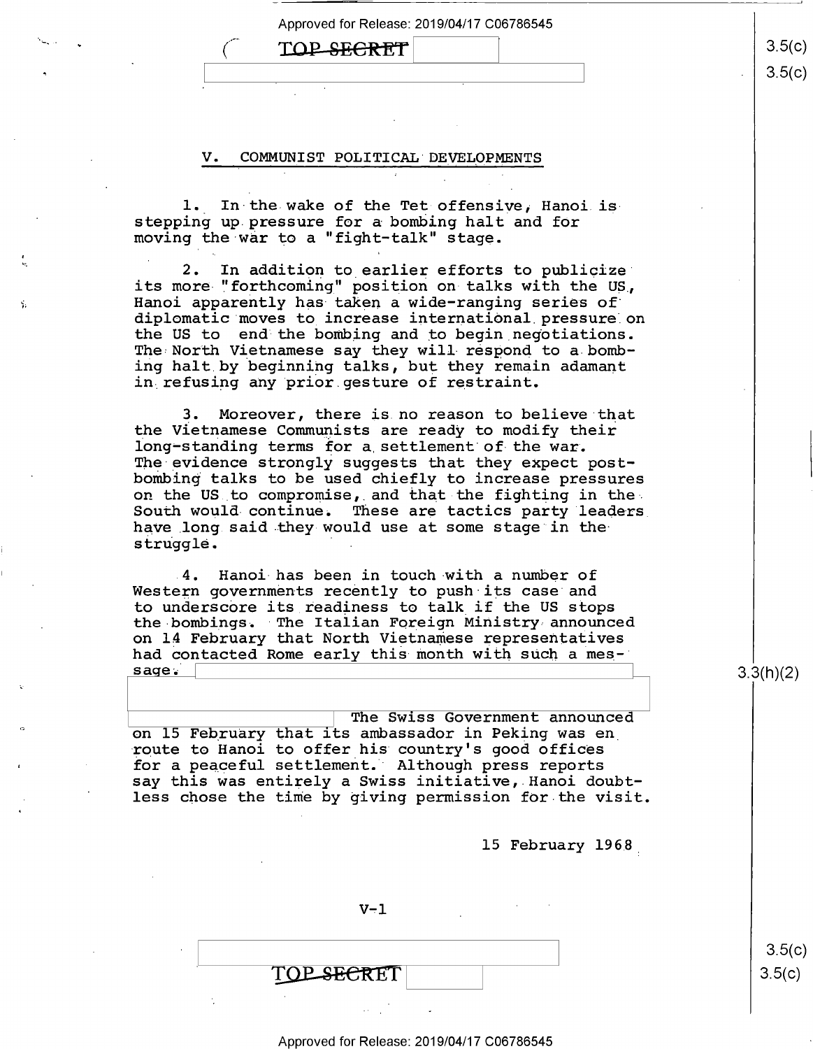## V. COMMUNIST POLITICAL DEVELOPMENTS

1. In the wake of the Tet offensive, Hanoi is stepping up pressure for a bombing halt and for moving the war to a "fight-talk" stage.

2. In addition to earlier efforts to publicize its more "forthcoming" position on talks with the US, Hanoi apparently has taken a wide-ranging series of diplomatic moves to increase international pressure on the US to end the bombing and to begin negotiations. The North Vietnamese say they will respond to a bombing halt by beginning talks, but they remain adamant in refusing any prior gesture of restraint.

3. Moreover, there is no reason to believe that the Vietnamese Communists are ready to modify their long-standing terms for a settlement of the war. The evidence strongly suggests that they expect post-bombing talks to be used chiefly to increase pressures on the US to compromise, and that the fighting in the South would continue. These are tactics party leaders have long said they would use at some stage in the struggle.

4. Hanoi has been in touch with a number of Western governments recently to push its case and to underscore its readiness to talk if the US stops the bombings. The Italian Foreign Ministry announced on 14 February that North Vietnamese representatives had contacted Rome early this month with such a message. The Swiss Government announced on 15 February that its ambassador in Peking was en route to Hanoi to offer his country's good offices for a peaceful settlement. Although press reports say this was entirely a Swiss initiative, Hanoi doubtless chose the time by giving permission for the visit.

15 February 1968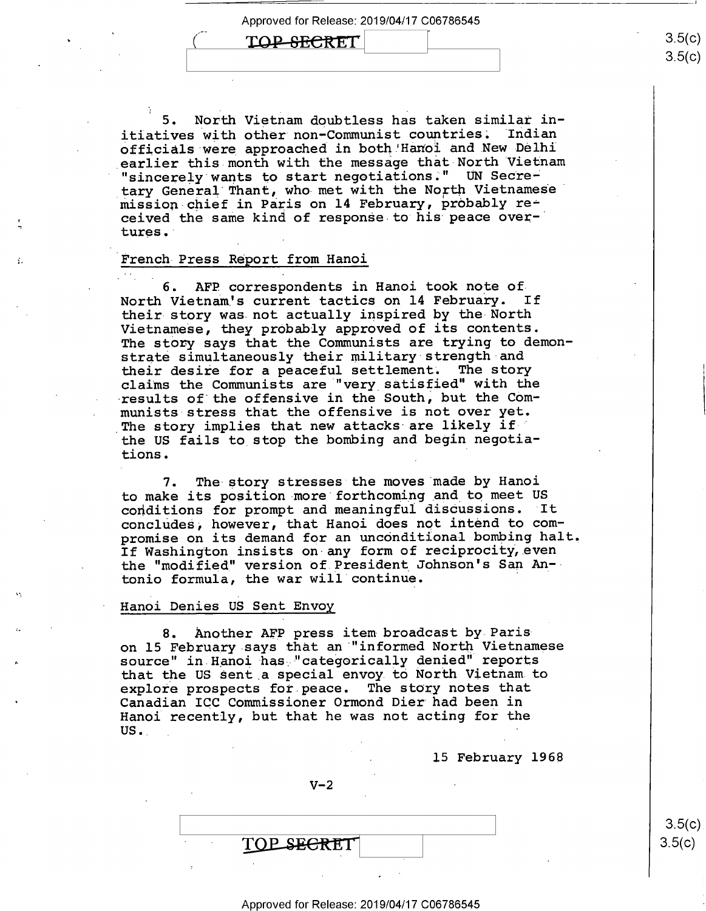5. North Vietnam doubtless has taken similar initiatives with other non-Communist countries. Indian officials were approached in both Hanoi and New Delhi earlier this month with the message that North Vietnam "sincerely wants to start negotiations." UN Secretary General Thant, who met with the North Vietnamese mission chief in Paris on 14 February, probably received the same kind of response to his peace overtures.

French Press Report from Hanoi

6. AFP correspondents in Hanoi took note of North Vietnam's current tactics on 14 February. If their story was not actually inspired by the North Vietnamese, they probably approved of its contents. The story says that the Communists are trying to demonstrate simultaneously their military strength and their desire for a peaceful settlement. The story claims the Communists are "very satisfied" with the results of the offensive in the South, but the Communists stress that the offensive is not over yet. The story implies that new attacks are likely if the US fails to stop the bombing and begin negotiations.

7. The story stresses the moves made by Hanoi to make its position more forthcoming and to meet US conditions for prompt and meaningful discussions. It concludes, however, that Hanoi does not intend to compromise on its demand for an unconditional bombing halt. If Washington insists on any form of reciprocity, even the "modified" version of President Johnson's San Antonio formula, the war will continue.

Hanoi Denies US Sent Envoy

8. Another AFP press item broadcast by Paris on 15 February says that an "informed North Vietnamese source" in Hanoi has "categorically denied" reports that the US sent a special envoy to North Vietnam to explore prospects for peace. The story notes that Canadian ICC Commissioner Ormond Dier had been in Hanoi recently, but that he was not acting for the US.

15 February 1968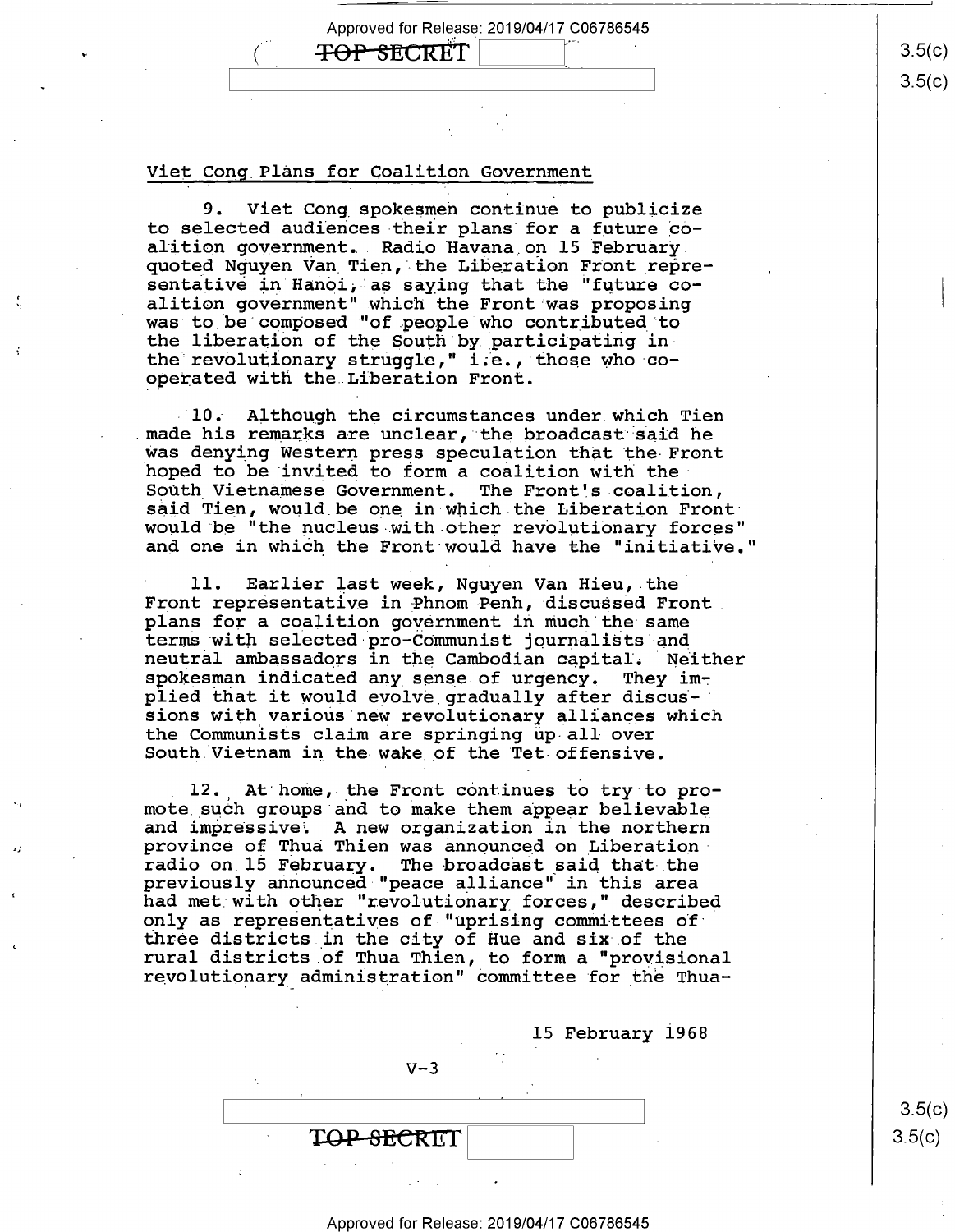## Viet Cong Plans for Coalition Government

9. Viet Cong spokesmen continue to publicize to selected audiences their plans for a future coalition government. Radio Havana on 15 February quoted Nguyen Van Tien, the Liberation Front representative in Hanoi, as saying that the "future coalition government" which the Front was proposing was to be composed "of people who contributed to the liberation of the South by participating in the revolutionary struggle," i.e., those who cooperated with the Liberation Front.

10. Although the circumstances under which Tien made his remarks are unclear, the broadcast said he was denying Western press speculation that the Front hoped to be invited to form a coalition with the South Vietnamese Government. The Front's coalition, said Tien, would be one in which the Liberation Front would be "the nucleus with other revolutionary forces" and one in which the Front would have the "initiative."

11. Earlier last week, Nguyen Van Hieu, the Front representative in Phnom Penh, discussed Front plans for a coalition government in much the same terms with selected pro-Communist journalists and neutral ambassadors in the Cambodian capital. Neither spokesman indicated any sense of urgency. They implied that it would evolve gradually after discussions with various new revolutionary alliances which the Communists claim are springing up all over South Vietnam in the wake of the Tet offensive.

12. At home, the Front continues to try to promote such groups and to make them appear believable and impressive. A new organization in the northern province of Thua Thien was announced on Liberation radio on 15 February. The broadcast said that the previously announced "peace alliance" in this area had met with other "revolutionary forces," described only as representatives of "uprising committees of three districts in the city of Hue and six of the rural districts of Thua Thien, to form a "provisional revolutionary administration" committee for the Thua-

15 February 1968

V-3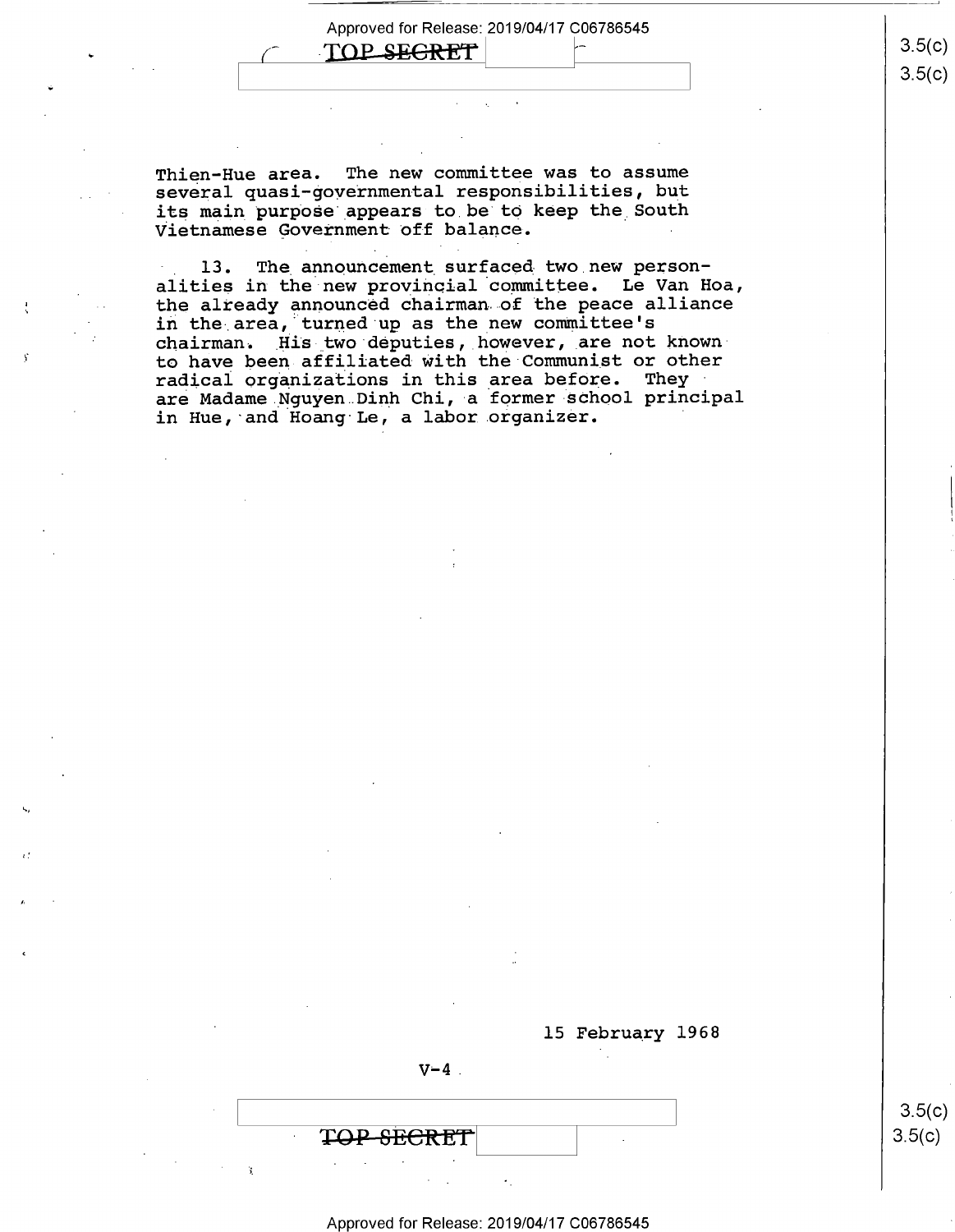Thien-Hue area. The new committee was to assume several quasi-governmental responsibilities, but its main purpose appears to be to keep the South Vietnamese Government off balance.

13. The announcement surfaced two new personalities in the new provincial committee. Le Van Hoa, the already announced chairman of the peace alliance in the area, turned up as the new committee's chairman. His two deputies, however, are not known to have been affiliated with the Communist or other radical organizations in this area before. They are Madame Nguyen Dinh Chi, a former school principal in Hue, and Hoang Le, a labor organizer.

15 February 1968